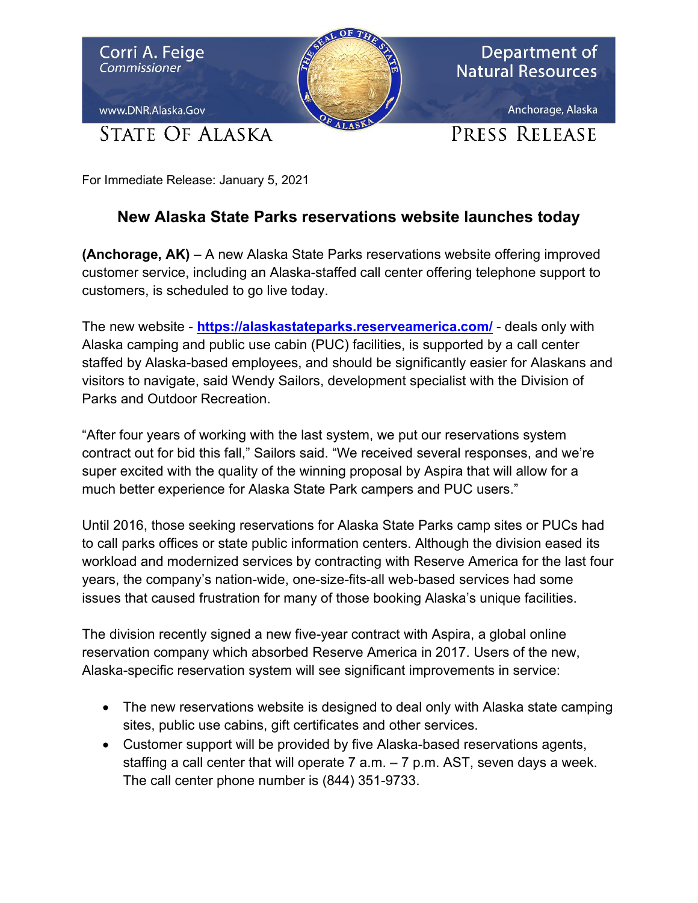Corri A. Feige
*Commissioner*

www.DNR.Alaska.Gov

STATE OF ALASKA

Department of Natural Resources

Anchorage, Alaska

PRESS RELEASE

For Immediate Release: January 5, 2021

## New Alaska State Parks reservations website launches today

**(Anchorage, AK)** – A new Alaska State Parks reservations website offering improved customer service, including an Alaska-staffed call center offering telephone support to customers, is scheduled to go live today.

The new website - **https://alaskastateparks.reserveamerica.com/** - deals only with Alaska camping and public use cabin (PUC) facilities, is supported by a call center staffed by Alaska-based employees, and should be significantly easier for Alaskans and visitors to navigate, said Wendy Sailors, development specialist with the Division of Parks and Outdoor Recreation.

"After four years of working with the last system, we put our reservations system contract out for bid this fall," Sailors said. "We received several responses, and we're super excited with the quality of the winning proposal by Aspira that will allow for a much better experience for Alaska State Park campers and PUC users."

Until 2016, those seeking reservations for Alaska State Parks camp sites or PUCs had to call parks offices or state public information centers. Although the division eased its workload and modernized services by contracting with Reserve America for the last four years, the company's nation-wide, one-size-fits-all web-based services had some issues that caused frustration for many of those booking Alaska's unique facilities.

The division recently signed a new five-year contract with Aspira, a global online reservation company which absorbed Reserve America in 2017. Users of the new, Alaska-specific reservation system will see significant improvements in service:

- The new reservations website is designed to deal only with Alaska state camping sites, public use cabins, gift certificates and other services.
- Customer support will be provided by five Alaska-based reservations agents, staffing a call center that will operate 7 a.m. – 7 p.m. AST, seven days a week. The call center phone number is (844) 351-9733.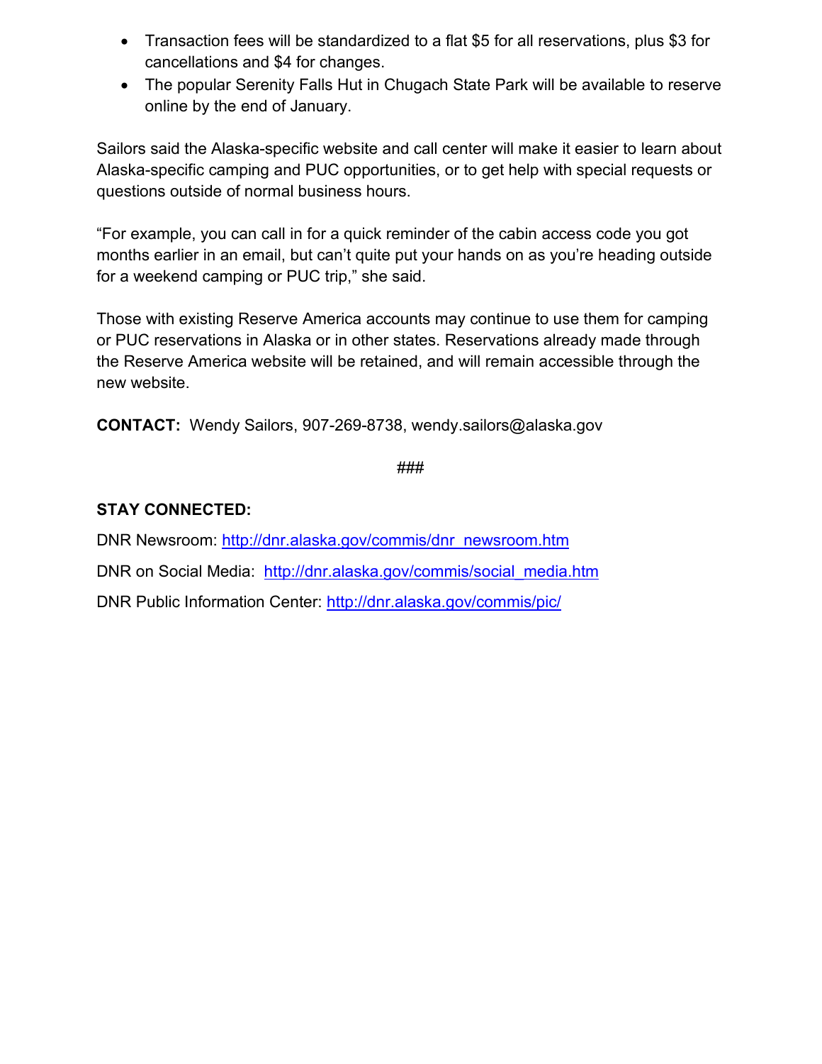- Transaction fees will be standardized to a flat $5 for all reservations, plus $3 for cancellations and $4 for changes.
- The popular Serenity Falls Hut in Chugach State Park will be available to reserve online by the end of January.

Sailors said the Alaska-specific website and call center will make it easier to learn about Alaska-specific camping and PUC opportunities, or to get help with special requests or questions outside of normal business hours.

"For example, you can call in for a quick reminder of the cabin access code you got months earlier in an email, but can't quite put your hands on as you're heading outside for a weekend camping or PUC trip," she said.

Those with existing Reserve America accounts may continue to use them for camping or PUC reservations in Alaska or in other states. Reservations already made through the Reserve America website will be retained, and will remain accessible through the new website.

**CONTACT:** Wendy Sailors, 907-269-8738, wendy.sailors@alaska.gov

###

**STAY CONNECTED:**

DNR Newsroom: http://dnr.alaska.gov/commis/dnr_newsroom.htm

DNR on Social Media: http://dnr.alaska.gov/commis/social_media.htm

DNR Public Information Center: http://dnr.alaska.gov/commis/pic/